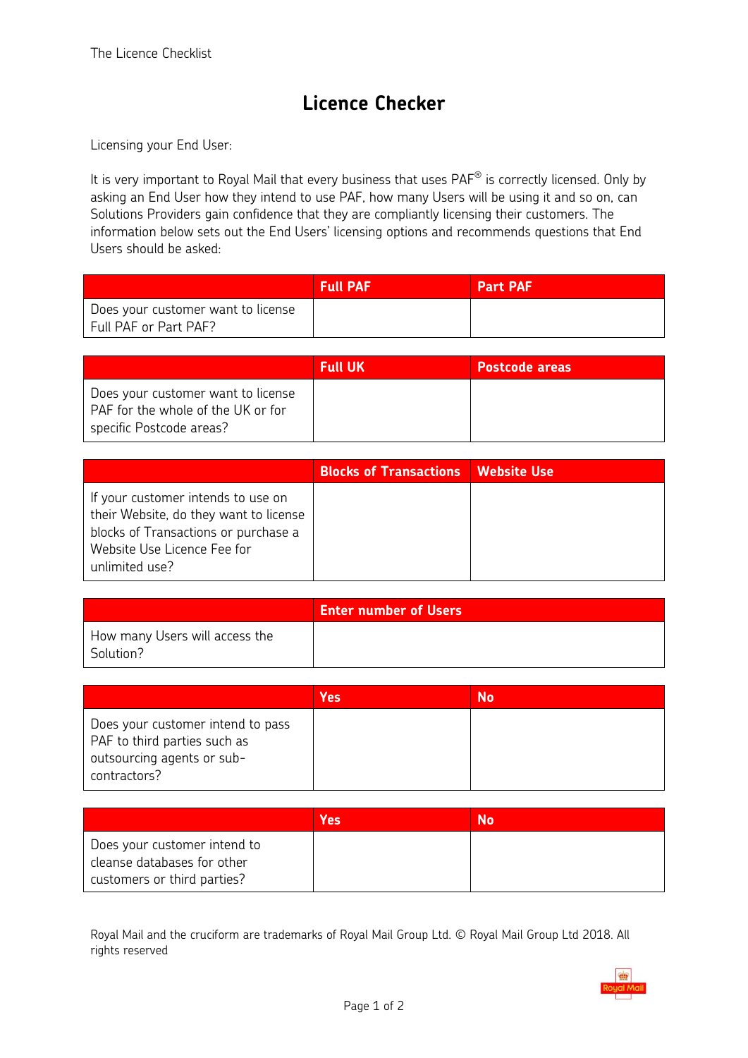# Licence Checker

Licensing your End User:

It is very important to Royal Mail that every business that uses PAF® is correctly licensed. Only by asking an End User how they intend to use PAF, how many Users will be using it and so on, can Solutions Providers gain confidence that they are compliantly licensing their customers. The information below sets out the End Users' licensing options and recommends questions that End Users should be asked:

| | **Full PAF** | **Part PAF** |
|---|---|---|
| Does your customer want to license Full PAF or Part PAF? | | |

| | **Full UK** | **Postcode areas** |
|---|---|---|
| Does your customer want to license PAF for the whole of the UK or for specific Postcode areas? | | |

| | **Blocks of Transactions** | **Website Use** |
|---|---|---|
| If your customer intends to use on their Website, do they want to license blocks of Transactions or purchase a Website Use Licence Fee for unlimited use? | | |

| | **Enter number of Users** |
|---|---|
| How many Users will access the Solution? | |

| | **Yes** | **No** |
|---|---|---|
| Does your customer intend to pass PAF to third parties such as outsourcing agents or sub-contractors? | | |

| | **Yes** | **No** |
|---|---|---|
| Does your customer intend to cleanse databases for other customers or third parties? | | |

Royal Mail and the cruciform are trademarks of Royal Mail Group Ltd. © Royal Mail Group Ltd 2018. All rights reserved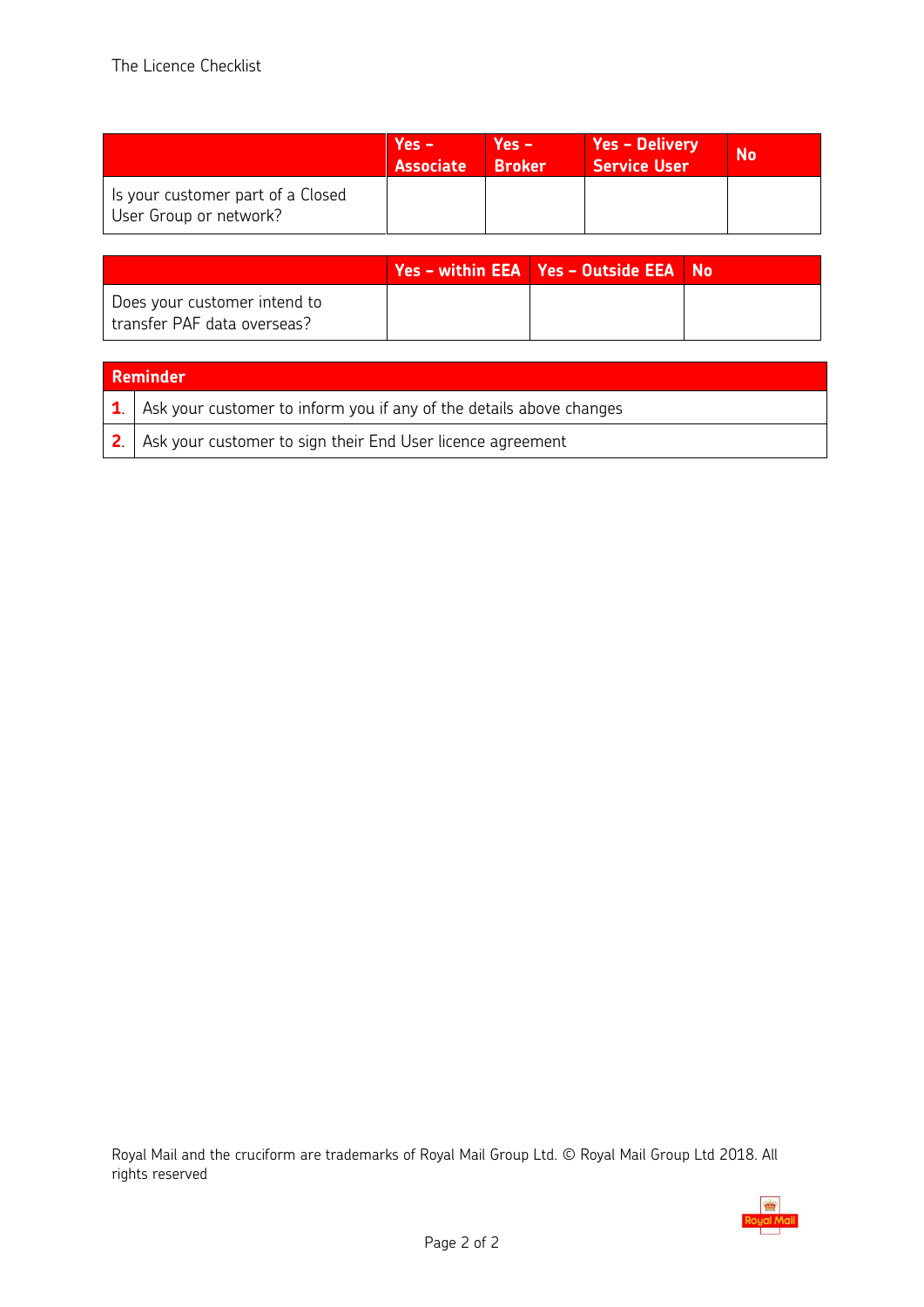| | Yes – Associate | Yes – Broker | Yes – Delivery Service User | No |
|---|---|---|---|---|
| Is your customer part of a Closed User Group or network? | | | | |

| | Yes – within EEA | Yes – Outside EEA | No |
|---|---|---|---|
| Does your customer intend to transfer PAF data overseas? | | | |

| Reminder | |
|---|---|
| **1.** | Ask your customer to inform you if any of the details above changes |
| **2.** | Ask your customer to sign their End User licence agreement |

Royal Mail and the cruciform are trademarks of Royal Mail Group Ltd. © Royal Mail Group Ltd 2018. All rights reserved